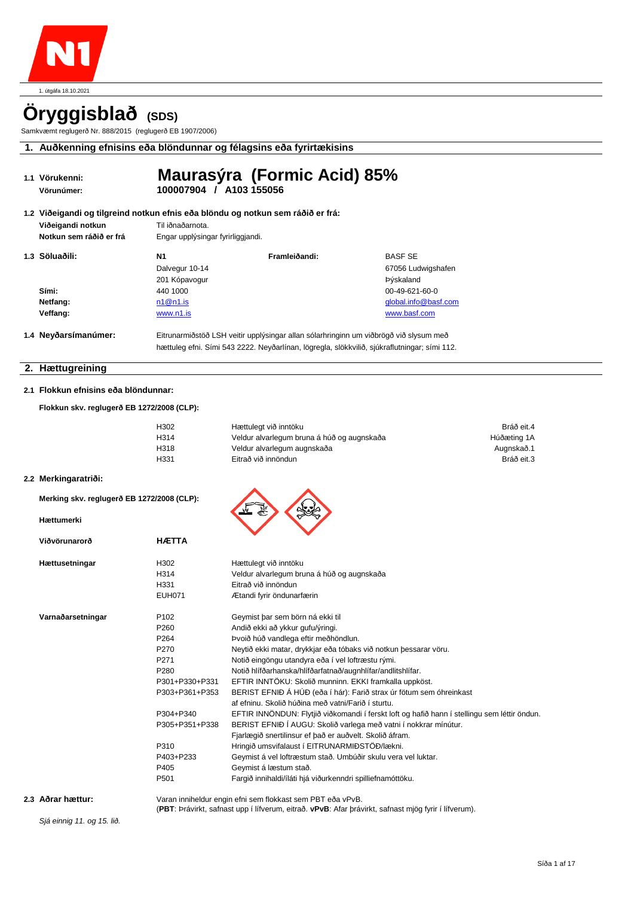1. útgáfa 18.10.2021

# Öryggisblað (SDS)

Samkvæmt reglugerð Nr. 888/2015 (reglugerð EB 1907/2006)

## 1. Auðkenning efnisins eða blöndunnar og félagsins eða fyrirtækisins

**1.1 Vörukenni:** **Maurasýra (Formic Acid) 85%**

**Vörunúmer:** **100007904 / A103 155056**

**1.2 Viðeigandi og tilgreind notkun efnis eða blöndu og notkun sem ráðið er frá:**

| | |
|---|---|
| **Viðeigandi notkun** | Til iðnaðarnota. |
| **Notkun sem ráðið er frá** | Engar upplýsingar fyrirliggjandi. |

**1.3 Söluaðili:**

| | | **Framleiðandi:** | |
|---|---|---|---|
| | **N1** | | BASF SE |
| | Dalvegur 10-14 | | 67056 Ludwigshafen |
| | 201 Kópavogur | | Þýskaland |
| **Sími:** | 440 1000 | | 00-49-621-60-0 |
| **Netfang:** | n1@n1.is | | global.info@basf.com |
| **Veffang:** | www.n1.is | | www.basf.com |

**1.4 Neyðarsímanúmer:** Eitrunarmiðstöð LSH veitir upplýsingar allan sólarhringinn um viðbrögð við slysum með hættuleg efni. Sími 543 2222. Neyðarlínan, lögregla, slökkvilið, sjúkraflutningar; sími 112.

## 2. Hættugreining

**2.1 Flokkun efnisins eða blöndunnar:**

**Flokkun skv. reglugerð EB 1272/2008 (CLP):**

| | | |
|---|---|---|
| H302 | Hættulegt við inntöku | Bráð eit.4 |
| H314 | Veldur alvarlegum bruna á húð og augnskaða | Húðæting 1A |
| H318 | Veldur alvarlegum augnskaða | Augnskað.1 |
| H331 | Eitrað við innöndun | Bráð eit.3 |

**2.2 Merkingaratriði:**

**Merking skv. reglugerð EB 1272/2008 (CLP):**

**Hættumerki**

**Viðvörunarorð** **HÆTTA**

**Hættusetningar**

| | |
|---|---|
| H302 | Hættulegt við inntöku |
| H314 | Veldur alvarlegum bruna á húð og augnskaða |
| H331 | Eitrað við innöndun |
| EUH071 | Ætandi fyrir öndunarfærin |

**Varnaðarsetningar**

| | |
|---|---|
| P102 | Geymist þar sem börn ná ekki til |
| P260 | Andið ekki að ykkur gufu/úringi. |
| P264 | Þvoið húð vandlega eftir meðhöndlun. |
| P270 | Neytið ekki matar, drykkjar eða tóbaks við notkun þessarar vöru. |
| P271 | Notið eingöngu utandyra eða í vel loftræstu rými. |
| P280 | Notið hlífðarhanska/hlífðarfatnað/augnhlífar/andlitshlífar. |
| P301+P330+P331 | EFTIR INNTÖKU: Skolið munninn. EKKI framkalla uppköst. |
| P303+P361+P353 | BERIST EFNIÐ Á HÚÐ (eða í hár): Farið strax úr fötum sem óhreinkast af efninu. Skolið húðina með vatni/Farið í sturtu. |
| P304+P340 | EFTIR INNÖNDUN: Flytjið viðkomandi í ferskt loft og hafið hann í stellingu sem léttir öndun. |
| P305+P351+P338 | BERIST EFNIÐ Í AUGU: Skolið varlega með vatni í nokkrar mínútur. Fjarlægið snertilinsur ef það er auðvelt. Skolið áfram. |
| P310 | Hringið umsvifalaust í EITRUNARMIÐSTÖÐ/lækni. |
| P403+P233 | Geymist á vel loftræstum stað. Umbúðir skulu vera vel luktar. |
| P405 | Geymist á læstum stað. |
| P501 | Fargið innihaldi/íláti hjá viðurkenndri spilliefnamóttöku. |

**2.3 Aðrar hættur:** Varan inniheldur engin efni sem flokkast sem PBT eða vPvB.
(**PBT**: Þrávirkt, safnast upp í lífverum, eitrað. **vPvB**: Afar þrávirkt, safnast mjög fyrir í lífverum).

*Sjá einnig 11. og 15. lið.*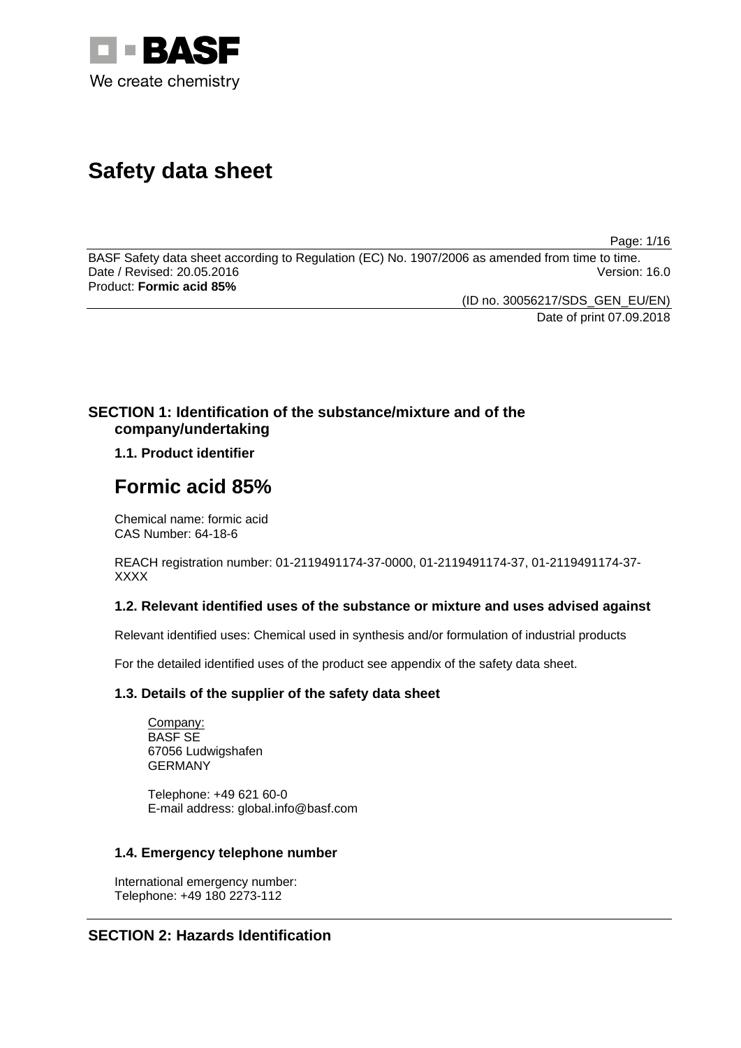# Safety data sheet

BASF Safety data sheet according to Regulation (EC) No. 1907/2006 as amended from time to time.
Date / Revised: 20.05.2016 Version: 16.0
Product: **Formic acid 85%**

(ID no. 30056217/SDS_GEN_EU/EN)
Date of print 07.09.2018

## SECTION 1: Identification of the substance/mixture and of the company/undertaking

### 1.1. Product identifier

# Formic acid 85%

Chemical name: formic acid
CAS Number: 64-18-6

REACH registration number: 01-2119491174-37-0000, 01-2119491174-37, 01-2119491174-37-XXXX

### 1.2. Relevant identified uses of the substance or mixture and uses advised against

Relevant identified uses: Chemical used in synthesis and/or formulation of industrial products

For the detailed identified uses of the product see appendix of the safety data sheet.

### 1.3. Details of the supplier of the safety data sheet

Company:
BASF SE
67056 Ludwigshafen
GERMANY

Telephone: +49 621 60-0
E-mail address: global.info@basf.com

### 1.4. Emergency telephone number

International emergency number:
Telephone: +49 180 2273-112

## SECTION 2: Hazards Identification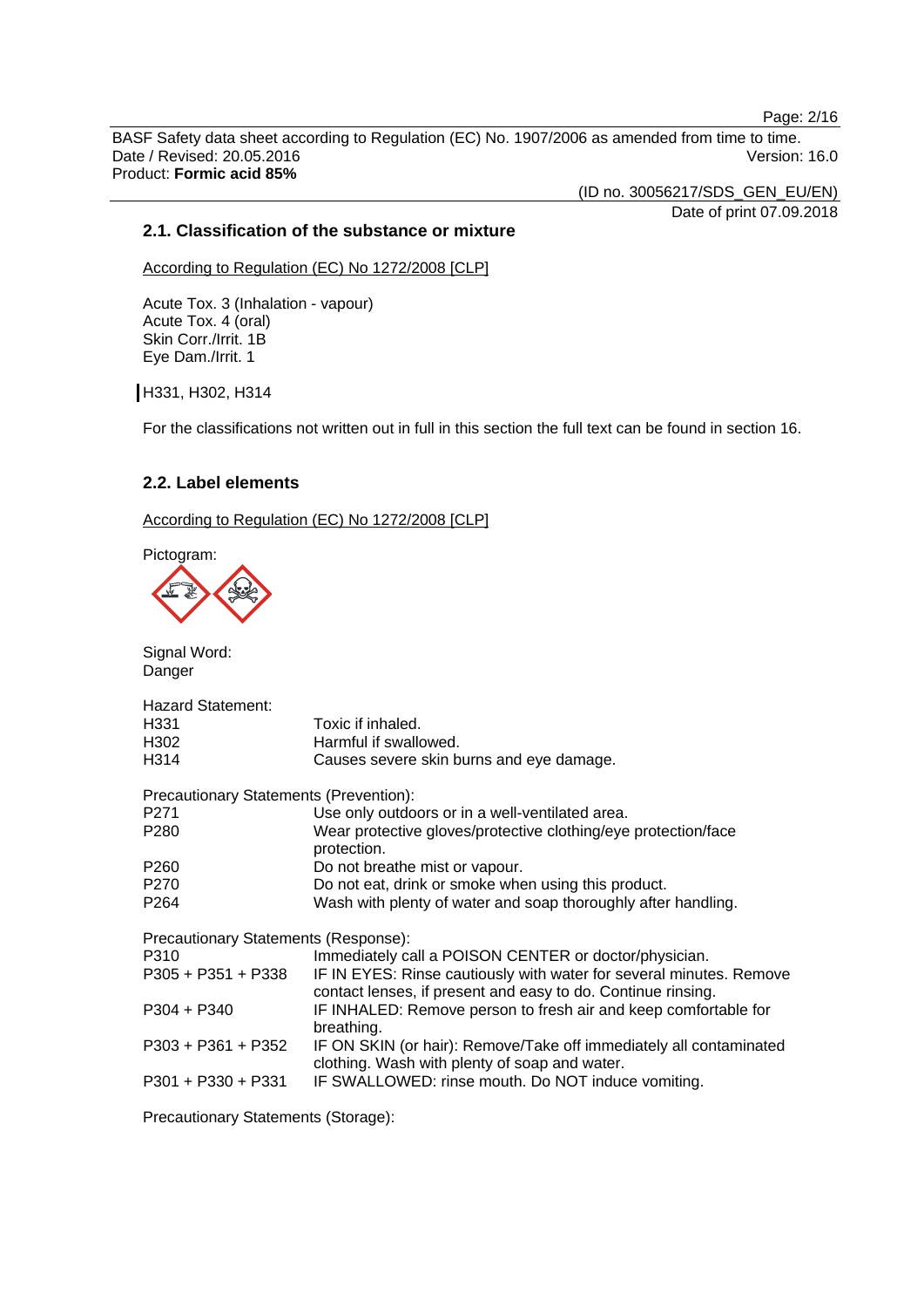### 2.1. Classification of the substance or mixture

According to Regulation (EC) No 1272/2008 [CLP]

Acute Tox. 3 (Inhalation - vapour)
Acute Tox. 4 (oral)
Skin Corr./Irrit. 1B
Eye Dam./Irrit. 1

H331, H302, H314

For the classifications not written out in full in this section the full text can be found in section 16.

### 2.2. Label elements

According to Regulation (EC) No 1272/2008 [CLP]

Pictogram:

Signal Word:
Danger

Hazard Statement:

| | |
|---|---|
| H331 | Toxic if inhaled. |
| H302 | Harmful if swallowed. |
| H314 | Causes severe skin burns and eye damage. |

Precautionary Statements (Prevention):

| | |
|---|---|
| P271 | Use only outdoors or in a well-ventilated area. |
| P280 | Wear protective gloves/protective clothing/eye protection/face protection. |
| P260 | Do not breathe mist or vapour. |
| P270 | Do not eat, drink or smoke when using this product. |
| P264 | Wash with plenty of water and soap thoroughly after handling. |

Precautionary Statements (Response):

| | |
|---|---|
| P310 | Immediately call a POISON CENTER or doctor/physician. |
| P305 + P351 + P338 | IF IN EYES: Rinse cautiously with water for several minutes. Remove contact lenses, if present and easy to do. Continue rinsing. |
| P304 + P340 | IF INHALED: Remove person to fresh air and keep comfortable for breathing. |
| P303 + P361 + P352 | IF ON SKIN (or hair): Remove/Take off immediately all contaminated clothing. Wash with plenty of soap and water. |
| P301 + P330 + P331 | IF SWALLOWED: rinse mouth. Do NOT induce vomiting. |

Precautionary Statements (Storage):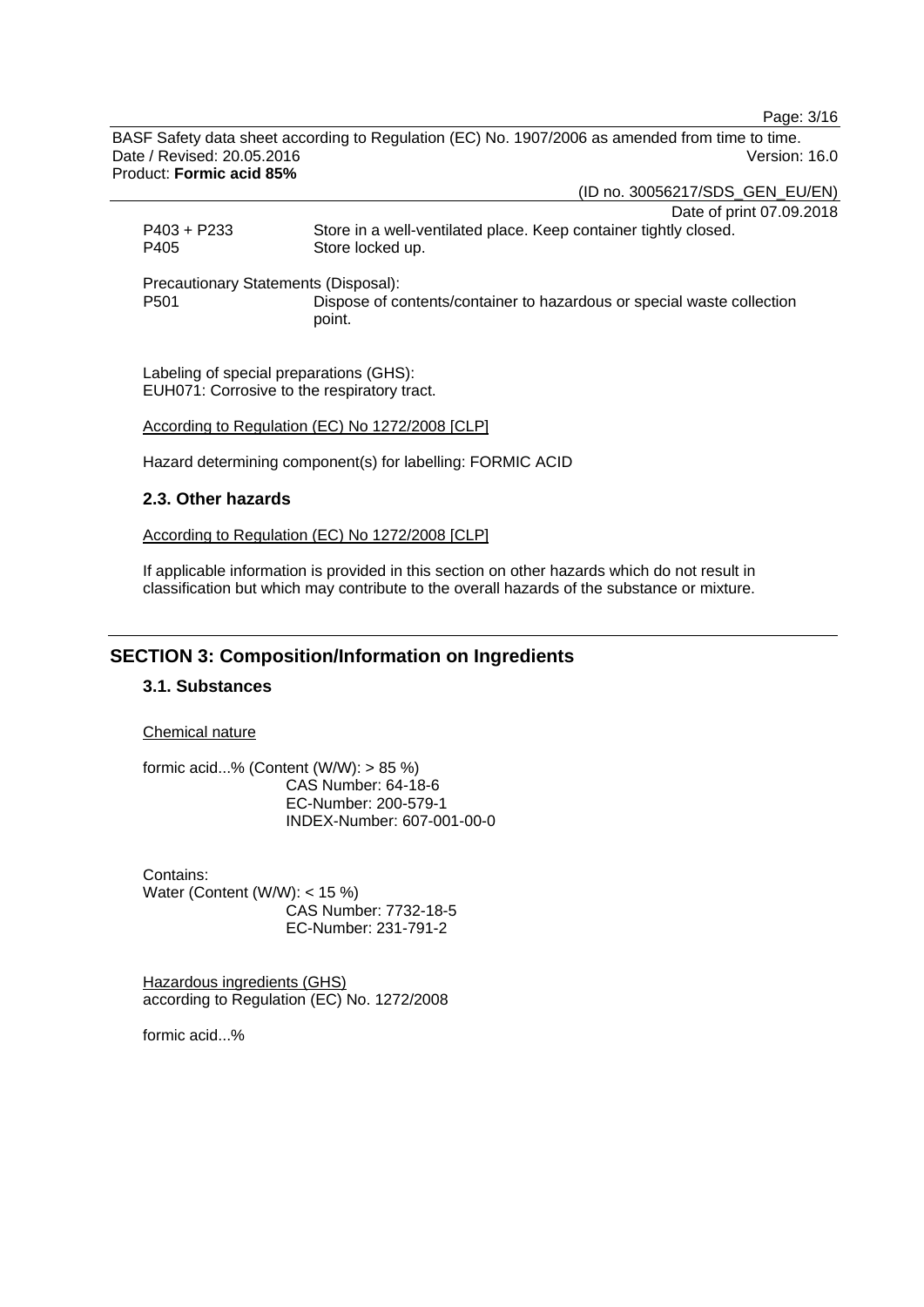Date of print 07.09.2018

| | |
|---|---|
| P403 + P233 | Store in a well-ventilated place. Keep container tightly closed. |
| P405 | Store locked up. |

Precautionary Statements (Disposal):

| | |
|---|---|
| P501 | Dispose of contents/container to hazardous or special waste collection point. |

Labeling of special preparations (GHS):
EUH071: Corrosive to the respiratory tract.

According to Regulation (EC) No 1272/2008 [CLP]

Hazard determining component(s) for labelling: FORMIC ACID

### 2.3. Other hazards

According to Regulation (EC) No 1272/2008 [CLP]

If applicable information is provided in this section on other hazards which do not result in classification but which may contribute to the overall hazards of the substance or mixture.

## SECTION 3: Composition/Information on Ingredients

### 3.1. Substances

Chemical nature

formic acid...% (Content (W/W): > 85 %)
CAS Number: 64-18-6
EC-Number: 200-579-1
INDEX-Number: 607-001-00-0

Contains:
Water (Content (W/W): < 15 %)
CAS Number: 7732-18-5
EC-Number: 231-791-2

Hazardous ingredients (GHS)
according to Regulation (EC) No. 1272/2008

formic acid...%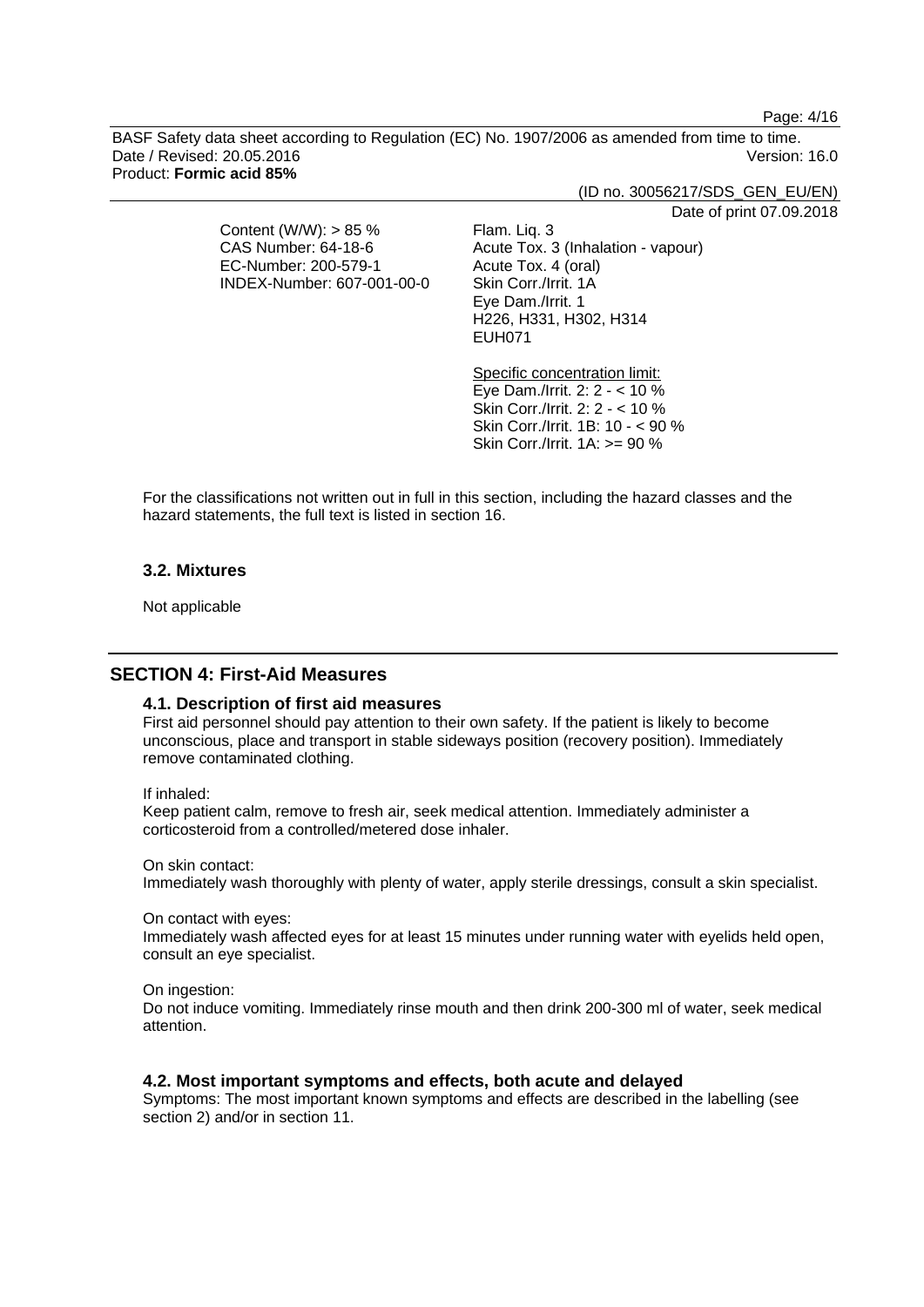| | |
|---|---|
| Content (W/W): > 85 %<br>CAS Number: 64-18-6<br>EC-Number: 200-579-1<br>INDEX-Number: 607-001-00-0 | Flam. Liq. 3<br>Acute Tox. 3 (Inhalation - vapour)<br>Acute Tox. 4 (oral)<br>Skin Corr./Irrit. 1A<br>Eye Dam./Irrit. 1<br>H226, H331, H302, H314<br>EUH071<br><br>Specific concentration limit:<br>Eye Dam./Irrit. 2: 2 - < 10 %<br>Skin Corr./Irrit. 2: 2 - < 10 %<br>Skin Corr./Irrit. 1B: 10 - < 90 %<br>Skin Corr./Irrit. 1A: >= 90 % |

For the classifications not written out in full in this section, including the hazard classes and the hazard statements, the full text is listed in section 16.

### 3.2. Mixtures

Not applicable

## SECTION 4: First-Aid Measures

### 4.1. Description of first aid measures

First aid personnel should pay attention to their own safety. If the patient is likely to become unconscious, place and transport in stable sideways position (recovery position). Immediately remove contaminated clothing.

If inhaled:
Keep patient calm, remove to fresh air, seek medical attention. Immediately administer a corticosteroid from a controlled/metered dose inhaler.

On skin contact:
Immediately wash thoroughly with plenty of water, apply sterile dressings, consult a skin specialist.

On contact with eyes:
Immediately wash affected eyes for at least 15 minutes under running water with eyelids held open, consult an eye specialist.

On ingestion:
Do not induce vomiting. Immediately rinse mouth and then drink 200-300 ml of water, seek medical attention.

### 4.2. Most important symptoms and effects, both acute and delayed

Symptoms: The most important known symptoms and effects are described in the labelling (see section 2) and/or in section 11.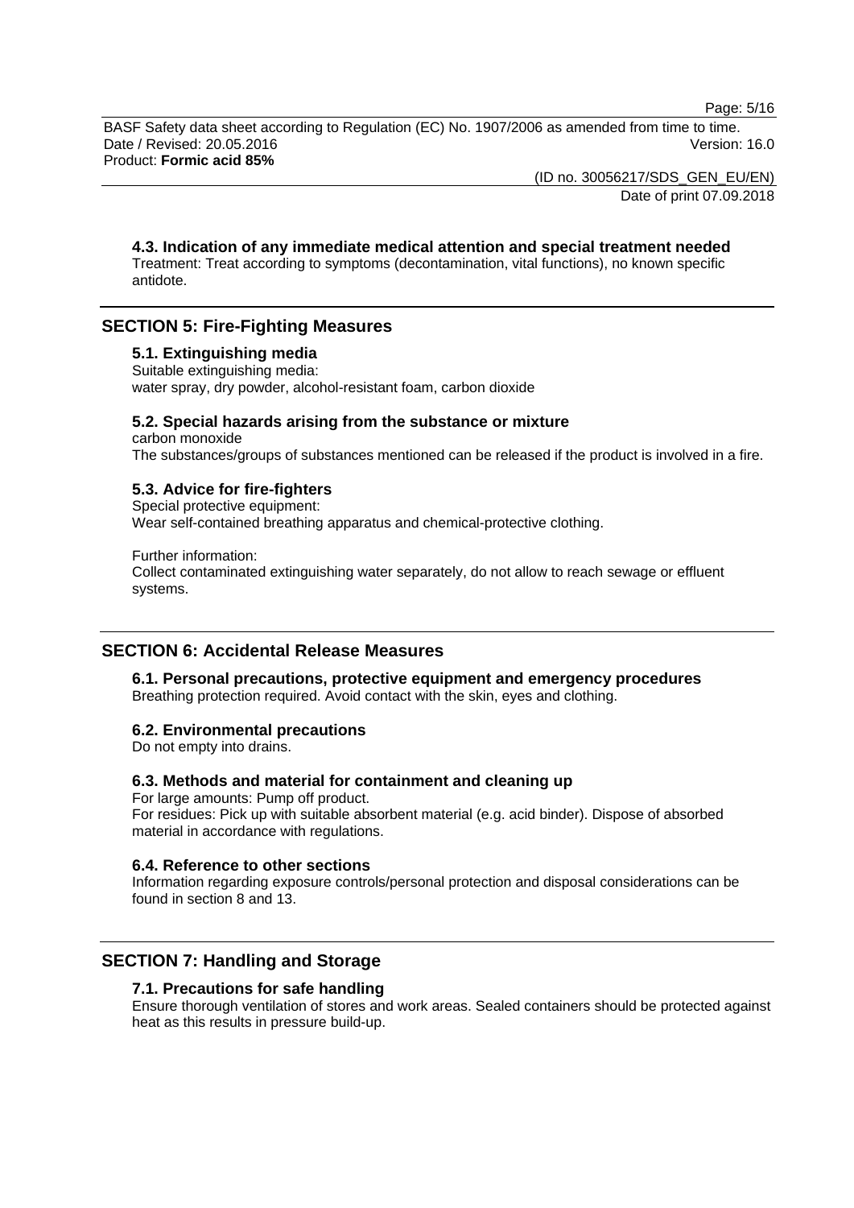### 4.3. Indication of any immediate medical attention and special treatment needed

Treatment: Treat according to symptoms (decontamination, vital functions), no known specific antidote.

## SECTION 5: Fire-Fighting Measures

### 5.1. Extinguishing media

Suitable extinguishing media:
water spray, dry powder, alcohol-resistant foam, carbon dioxide

### 5.2. Special hazards arising from the substance or mixture

carbon monoxide
The substances/groups of substances mentioned can be released if the product is involved in a fire.

### 5.3. Advice for fire-fighters

Special protective equipment:
Wear self-contained breathing apparatus and chemical-protective clothing.

Further information:
Collect contaminated extinguishing water separately, do not allow to reach sewage or effluent systems.

## SECTION 6: Accidental Release Measures

### 6.1. Personal precautions, protective equipment and emergency procedures

Breathing protection required. Avoid contact with the skin, eyes and clothing.

### 6.2. Environmental precautions

Do not empty into drains.

### 6.3. Methods and material for containment and cleaning up

For large amounts: Pump off product.
For residues: Pick up with suitable absorbent material (e.g. acid binder). Dispose of absorbed material in accordance with regulations.

### 6.4. Reference to other sections

Information regarding exposure controls/personal protection and disposal considerations can be found in section 8 and 13.

## SECTION 7: Handling and Storage

### 7.1. Precautions for safe handling

Ensure thorough ventilation of stores and work areas. Sealed containers should be protected against heat as this results in pressure build-up.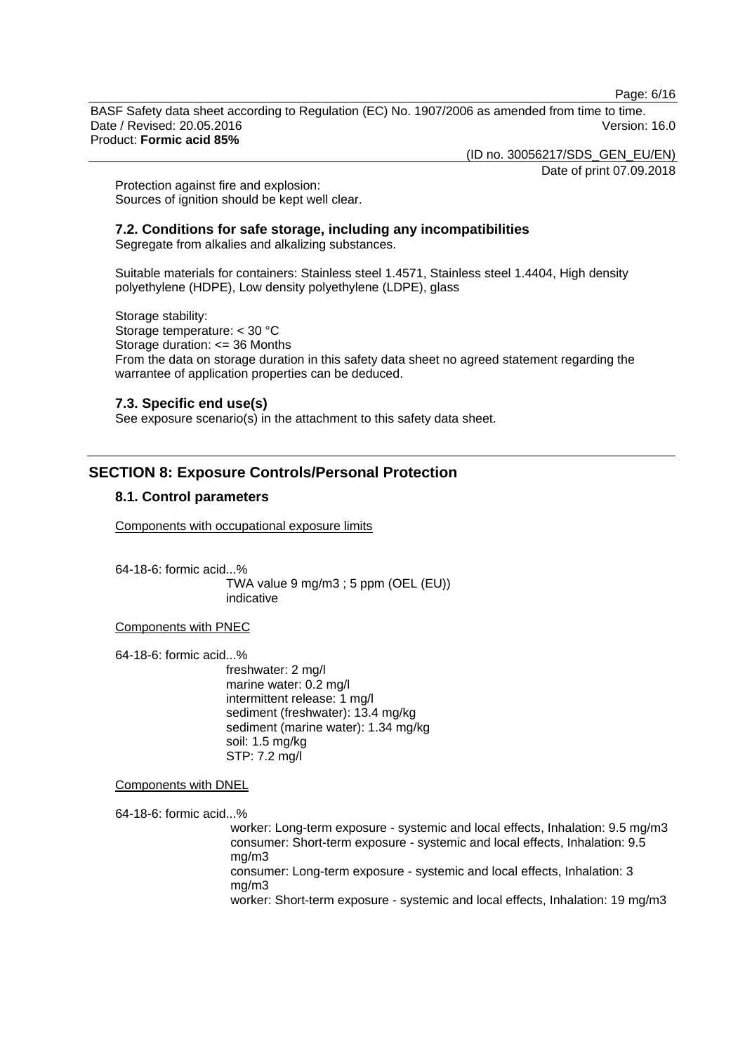Protection against fire and explosion:
Sources of ignition should be kept well clear.

### 7.2. Conditions for safe storage, including any incompatibilities

Segregate from alkalies and alkalizing substances.

Suitable materials for containers: Stainless steel 1.4571, Stainless steel 1.4404, High density polyethylene (HDPE), Low density polyethylene (LDPE), glass

Storage stability:
Storage temperature: < 30 °C
Storage duration: <= 36 Months
From the data on storage duration in this safety data sheet no agreed statement regarding the warrantee of application properties can be deduced.

### 7.3. Specific end use(s)

See exposure scenario(s) in the attachment to this safety data sheet.

## SECTION 8: Exposure Controls/Personal Protection

### 8.1. Control parameters

Components with occupational exposure limits

64-18-6: formic acid...%
TWA value 9 mg/m3 ; 5 ppm (OEL (EU))
indicative

Components with PNEC

64-18-6: formic acid...%
freshwater: 2 mg/l
marine water: 0.2 mg/l
intermittent release: 1 mg/l
sediment (freshwater): 13.4 mg/kg
sediment (marine water): 1.34 mg/kg
soil: 1.5 mg/kg
STP: 7.2 mg/l

Components with DNEL

64-18-6: formic acid...%
worker: Long-term exposure - systemic and local effects, Inhalation: 9.5 mg/m3
consumer: Short-term exposure - systemic and local effects, Inhalation: 9.5 mg/m3
consumer: Long-term exposure - systemic and local effects, Inhalation: 3 mg/m3
worker: Short-term exposure - systemic and local effects, Inhalation: 19 mg/m3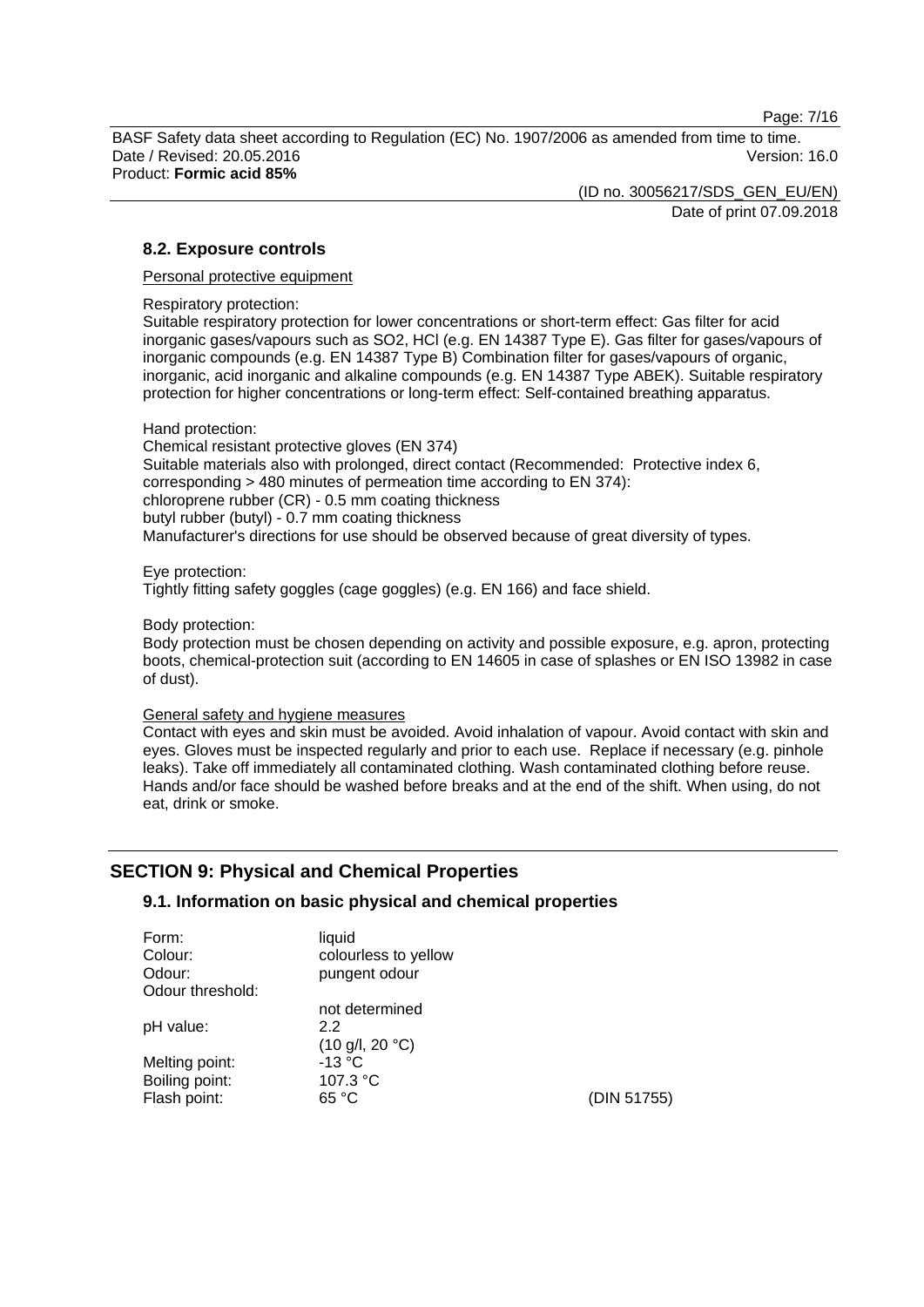### 8.2. Exposure controls

Personal protective equipment

Respiratory protection:
Suitable respiratory protection for lower concentrations or short-term effect: Gas filter for acid inorganic gases/vapours such as SO2, HCl (e.g. EN 14387 Type E). Gas filter for gases/vapours of inorganic compounds (e.g. EN 14387 Type B) Combination filter for gases/vapours of organic, inorganic, acid inorganic and alkaline compounds (e.g. EN 14387 Type ABEK). Suitable respiratory protection for higher concentrations or long-term effect: Self-contained breathing apparatus.

Hand protection:
Chemical resistant protective gloves (EN 374)
Suitable materials also with prolonged, direct contact (Recommended: Protective index 6, corresponding > 480 minutes of permeation time according to EN 374):
chloroprene rubber (CR) - 0.5 mm coating thickness
butyl rubber (butyl) - 0.7 mm coating thickness
Manufacturer's directions for use should be observed because of great diversity of types.

Eye protection:
Tightly fitting safety goggles (cage goggles) (e.g. EN 166) and face shield.

Body protection:
Body protection must be chosen depending on activity and possible exposure, e.g. apron, protecting boots, chemical-protection suit (according to EN 14605 in case of splashes or EN ISO 13982 in case of dust).

General safety and hygiene measures
Contact with eyes and skin must be avoided. Avoid inhalation of vapour. Avoid contact with skin and eyes. Gloves must be inspected regularly and prior to each use. Replace if necessary (e.g. pinhole leaks). Take off immediately all contaminated clothing. Wash contaminated clothing before reuse. Hands and/or face should be washed before breaks and at the end of the shift. When using, do not eat, drink or smoke.

## SECTION 9: Physical and Chemical Properties

### 9.1. Information on basic physical and chemical properties

| | | |
|---|---|---|
| Form: | liquid | |
| Colour: | colourless to yellow | |
| Odour: | pungent odour | |
| Odour threshold: | not determined | |
| pH value: | 2.2<br>(10 g/l, 20 °C) | |
| Melting point: | -13 °C | |
| Boiling point: | 107.3 °C | |
| Flash point: | 65 °C | (DIN 51755) |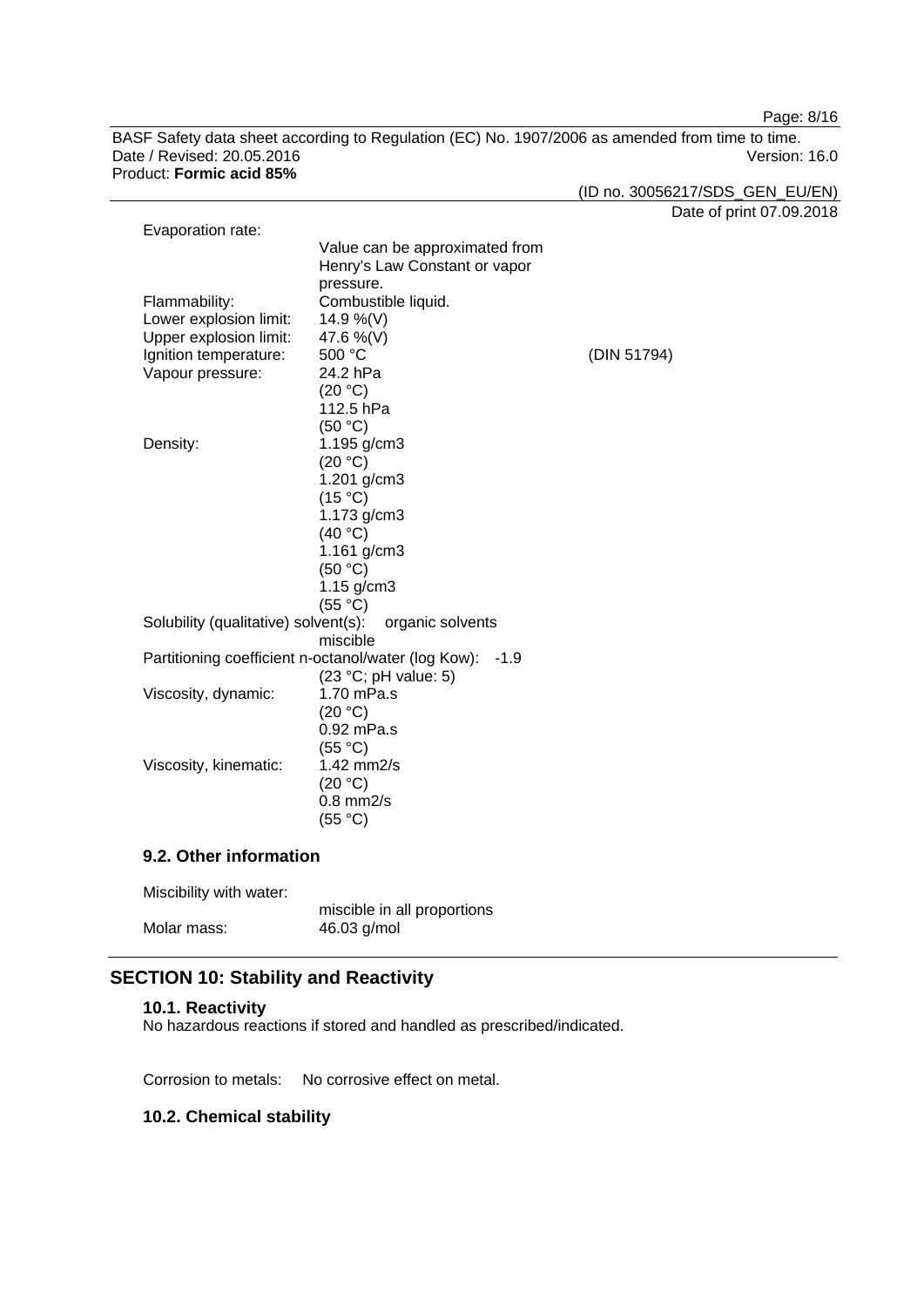Evaporation rate:
Value can be approximated from Henry's Law Constant or vapor pressure.

Flammability: Combustible liquid.

Lower explosion limit: 14.9 %(V)

Upper explosion limit: 47.6 %(V)

Ignition temperature: 500 °C (DIN 51794)

Vapour pressure: 24.2 hPa (20 °C)
112.5 hPa (50 °C)

Density: 1.195 g/cm3 (20 °C)
1.201 g/cm3 (15 °C)
1.173 g/cm3 (40 °C)
1.161 g/cm3 (50 °C)
1.15 g/cm3 (55 °C)

Solubility (qualitative) solvent(s): organic solvents
miscible

Partitioning coefficient n-octanol/water (log Kow): -1.9
(23 °C; pH value: 5)

Viscosity, dynamic: 1.70 mPa.s (20 °C)
0.92 mPa.s (55 °C)

Viscosity, kinematic: 1.42 mm2/s (20 °C)
0.8 mm2/s (55 °C)

### 9.2. Other information

Miscibility with water:
miscible in all proportions

Molar mass: 46.03 g/mol

## SECTION 10: Stability and Reactivity

### 10.1. Reactivity

No hazardous reactions if stored and handled as prescribed/indicated.

Corrosion to metals: No corrosive effect on metal.

### 10.2. Chemical stability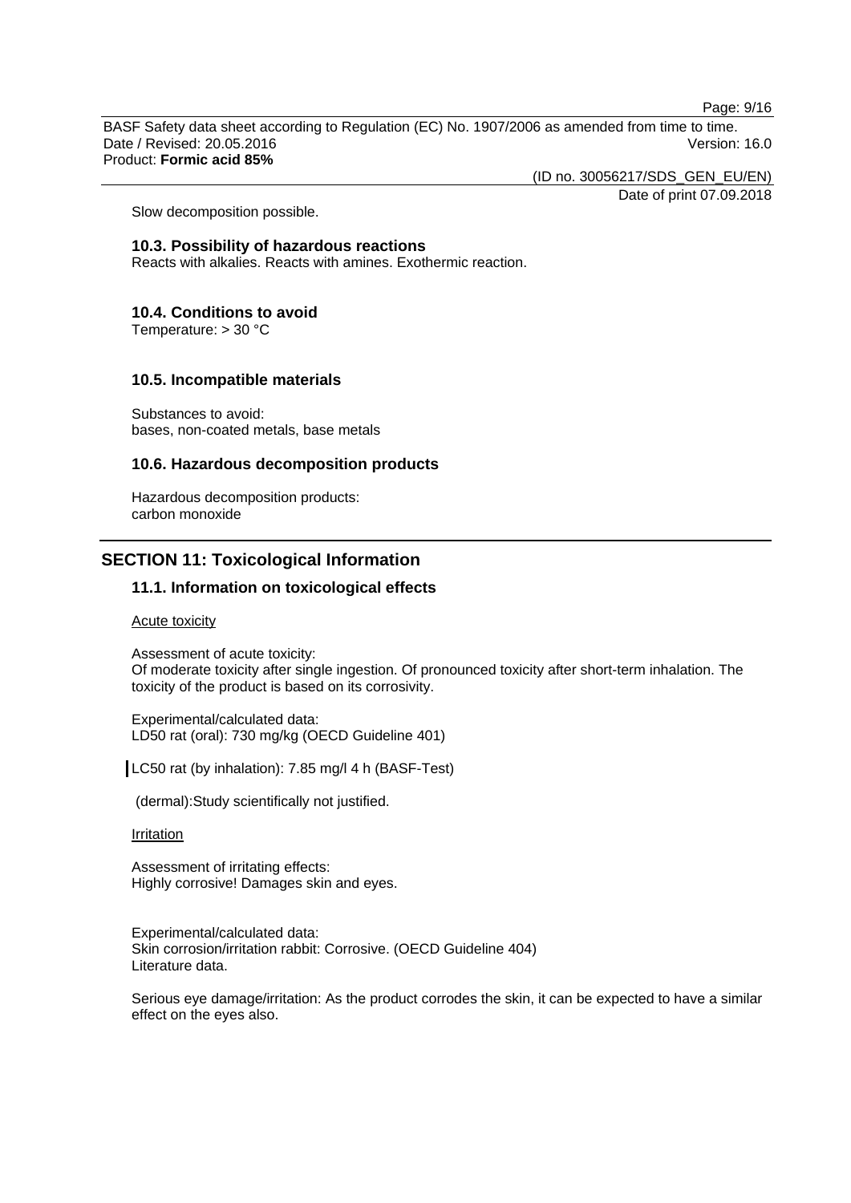Slow decomposition possible.

### 10.3. Possibility of hazardous reactions

Reacts with alkalies. Reacts with amines. Exothermic reaction.

### 10.4. Conditions to avoid

Temperature: > 30 °C

### 10.5. Incompatible materials

Substances to avoid:
bases, non-coated metals, base metals

### 10.6. Hazardous decomposition products

Hazardous decomposition products:
carbon monoxide

## SECTION 11: Toxicological Information

### 11.1. Information on toxicological effects

Acute toxicity

Assessment of acute toxicity:
Of moderate toxicity after single ingestion. Of pronounced toxicity after short-term inhalation. The toxicity of the product is based on its corrosivity.

Experimental/calculated data:
LD50 rat (oral): 730 mg/kg (OECD Guideline 401)

LC50 rat (by inhalation): 7.85 mg/l 4 h (BASF-Test)

(dermal):Study scientifically not justified.

Irritation

Assessment of irritating effects:
Highly corrosive! Damages skin and eyes.

Experimental/calculated data:
Skin corrosion/irritation rabbit: Corrosive. (OECD Guideline 404)
Literature data.

Serious eye damage/irritation: As the product corrodes the skin, it can be expected to have a similar effect on the eyes also.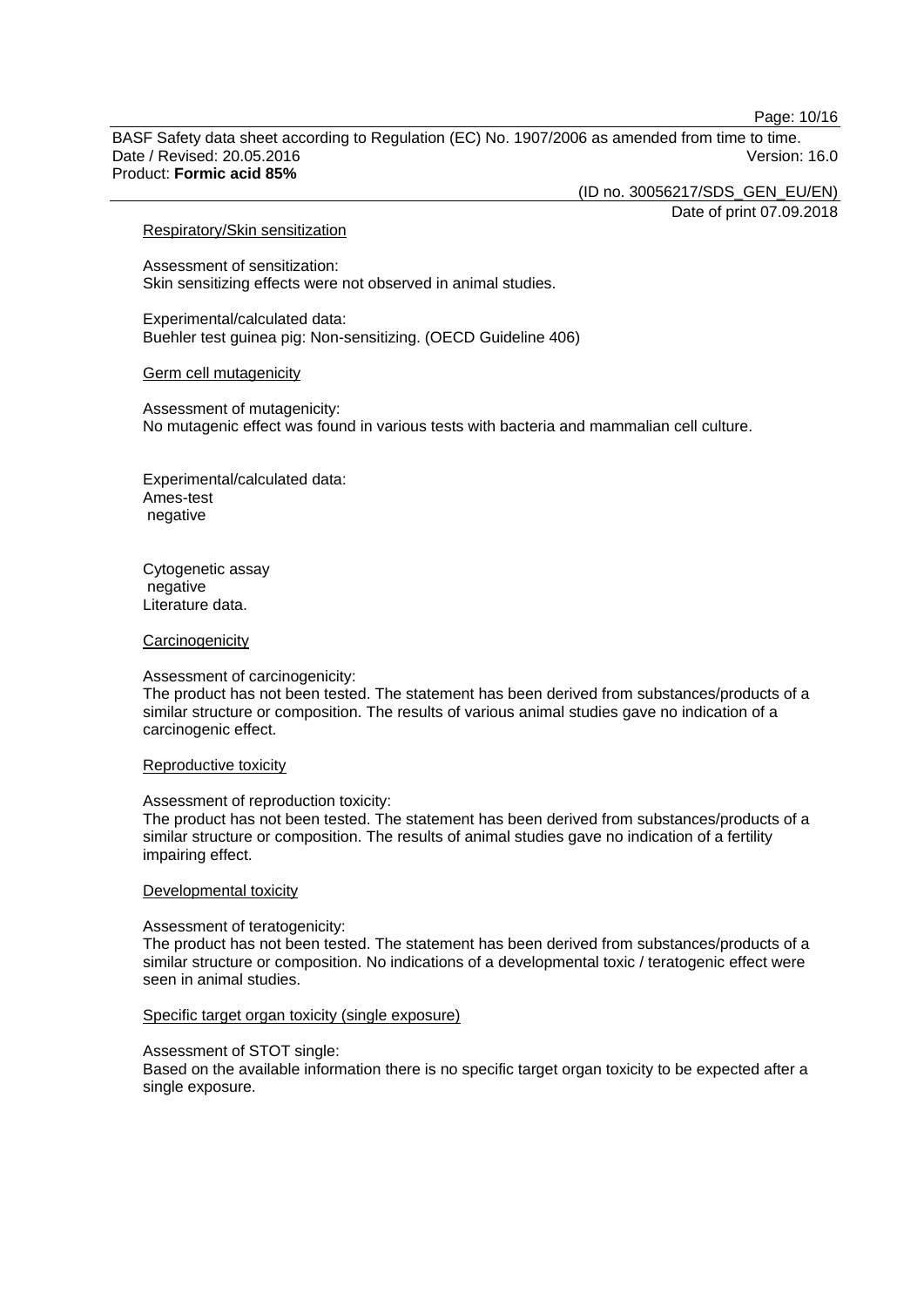#### Respiratory/Skin sensitization

Assessment of sensitization:
Skin sensitizing effects were not observed in animal studies.

Experimental/calculated data:
Buehler test guinea pig: Non-sensitizing. (OECD Guideline 406)

#### Germ cell mutagenicity

Assessment of mutagenicity:
No mutagenic effect was found in various tests with bacteria and mammalian cell culture.

Experimental/calculated data:
Ames-test
negative

Cytogenetic assay
negative
Literature data.

#### Carcinogenicity

Assessment of carcinogenicity:
The product has not been tested. The statement has been derived from substances/products of a similar structure or composition. The results of various animal studies gave no indication of a carcinogenic effect.

#### Reproductive toxicity

Assessment of reproduction toxicity:
The product has not been tested. The statement has been derived from substances/products of a similar structure or composition. The results of animal studies gave no indication of a fertility impairing effect.

#### Developmental toxicity

Assessment of teratogenicity:
The product has not been tested. The statement has been derived from substances/products of a similar structure or composition. No indications of a developmental toxic / teratogenic effect were seen in animal studies.

#### Specific target organ toxicity (single exposure)

Assessment of STOT single:
Based on the available information there is no specific target organ toxicity to be expected after a single exposure.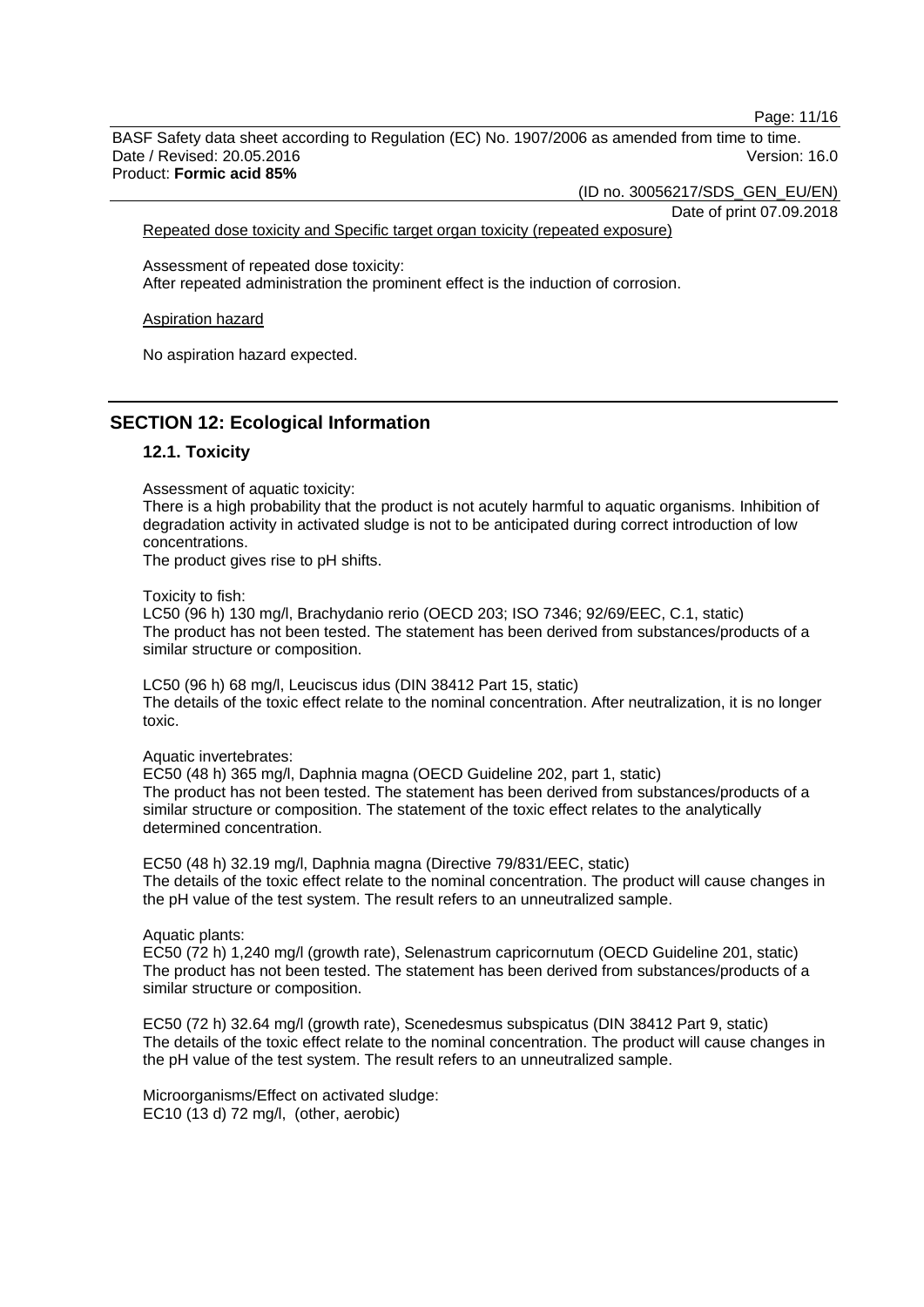Repeated dose toxicity and Specific target organ toxicity (repeated exposure)

Assessment of repeated dose toxicity:
After repeated administration the prominent effect is the induction of corrosion.

Aspiration hazard

No aspiration hazard expected.

## SECTION 12: Ecological Information

### 12.1. Toxicity

Assessment of aquatic toxicity:
There is a high probability that the product is not acutely harmful to aquatic organisms. Inhibition of degradation activity in activated sludge is not to be anticipated during correct introduction of low concentrations.
The product gives rise to pH shifts.

Toxicity to fish:
LC50 (96 h) 130 mg/l, Brachydanio rerio (OECD 203; ISO 7346; 92/69/EEC, C.1, static)
The product has not been tested. The statement has been derived from substances/products of a similar structure or composition.

LC50 (96 h) 68 mg/l, Leuciscus idus (DIN 38412 Part 15, static)
The details of the toxic effect relate to the nominal concentration. After neutralization, it is no longer toxic.

Aquatic invertebrates:
EC50 (48 h) 365 mg/l, Daphnia magna (OECD Guideline 202, part 1, static)
The product has not been tested. The statement has been derived from substances/products of a similar structure or composition. The statement of the toxic effect relates to the analytically determined concentration.

EC50 (48 h) 32.19 mg/l, Daphnia magna (Directive 79/831/EEC, static)
The details of the toxic effect relate to the nominal concentration. The product will cause changes in the pH value of the test system. The result refers to an unneutralized sample.

Aquatic plants:
EC50 (72 h) 1,240 mg/l (growth rate), Selenastrum capricornutum (OECD Guideline 201, static)
The product has not been tested. The statement has been derived from substances/products of a similar structure or composition.

EC50 (72 h) 32.64 mg/l (growth rate), Scenedesmus subspicatus (DIN 38412 Part 9, static)
The details of the toxic effect relate to the nominal concentration. The product will cause changes in the pH value of the test system. The result refers to an unneutralized sample.

Microorganisms/Effect on activated sludge:
EC10 (13 d) 72 mg/l, (other, aerobic)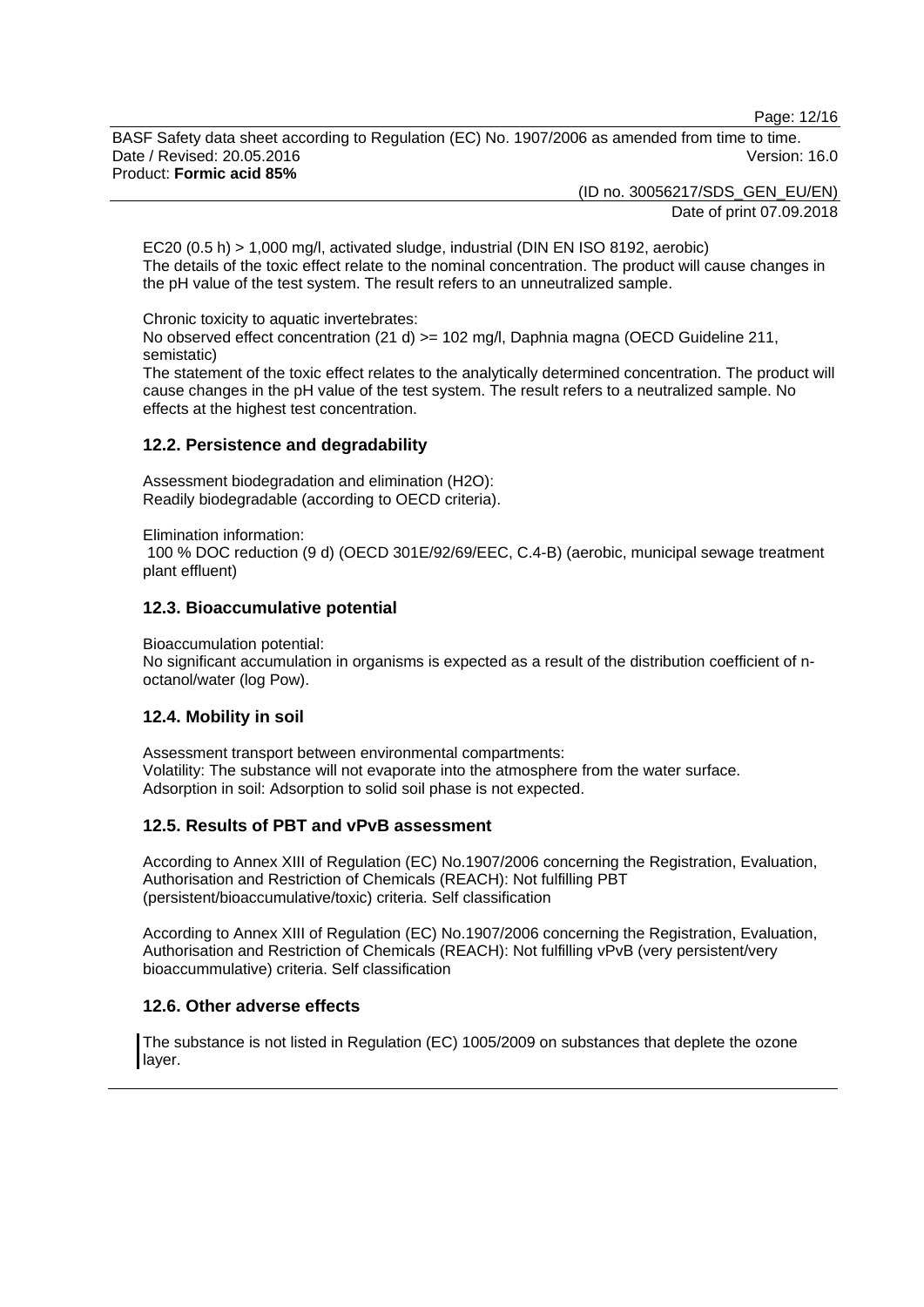EC20 (0.5 h) > 1,000 mg/l, activated sludge, industrial (DIN EN ISO 8192, aerobic)
The details of the toxic effect relate to the nominal concentration. The product will cause changes in the pH value of the test system. The result refers to an unneutralized sample.

Chronic toxicity to aquatic invertebrates:
No observed effect concentration (21 d) >= 102 mg/l, Daphnia magna (OECD Guideline 211, semistatic)
The statement of the toxic effect relates to the analytically determined concentration. The product will cause changes in the pH value of the test system. The result refers to a neutralized sample. No effects at the highest test concentration.

## 12.2. Persistence and degradability

Assessment biodegradation and elimination (H2O):
Readily biodegradable (according to OECD criteria).

Elimination information:
100 % DOC reduction (9 d) (OECD 301E/92/69/EEC, C.4-B) (aerobic, municipal sewage treatment plant effluent)

## 12.3. Bioaccumulative potential

Bioaccumulation potential:
No significant accumulation in organisms is expected as a result of the distribution coefficient of n-octanol/water (log Pow).

## 12.4. Mobility in soil

Assessment transport between environmental compartments:
Volatility: The substance will not evaporate into the atmosphere from the water surface.
Adsorption in soil: Adsorption to solid soil phase is not expected.

## 12.5. Results of PBT and vPvB assessment

According to Annex XIII of Regulation (EC) No.1907/2006 concerning the Registration, Evaluation, Authorisation and Restriction of Chemicals (REACH): Not fulfilling PBT (persistent/bioaccumulative/toxic) criteria. Self classification

According to Annex XIII of Regulation (EC) No.1907/2006 concerning the Registration, Evaluation, Authorisation and Restriction of Chemicals (REACH): Not fulfilling vPvB (very persistent/very bioaccummulative) criteria. Self classification

## 12.6. Other adverse effects

The substance is not listed in Regulation (EC) 1005/2009 on substances that deplete the ozone layer.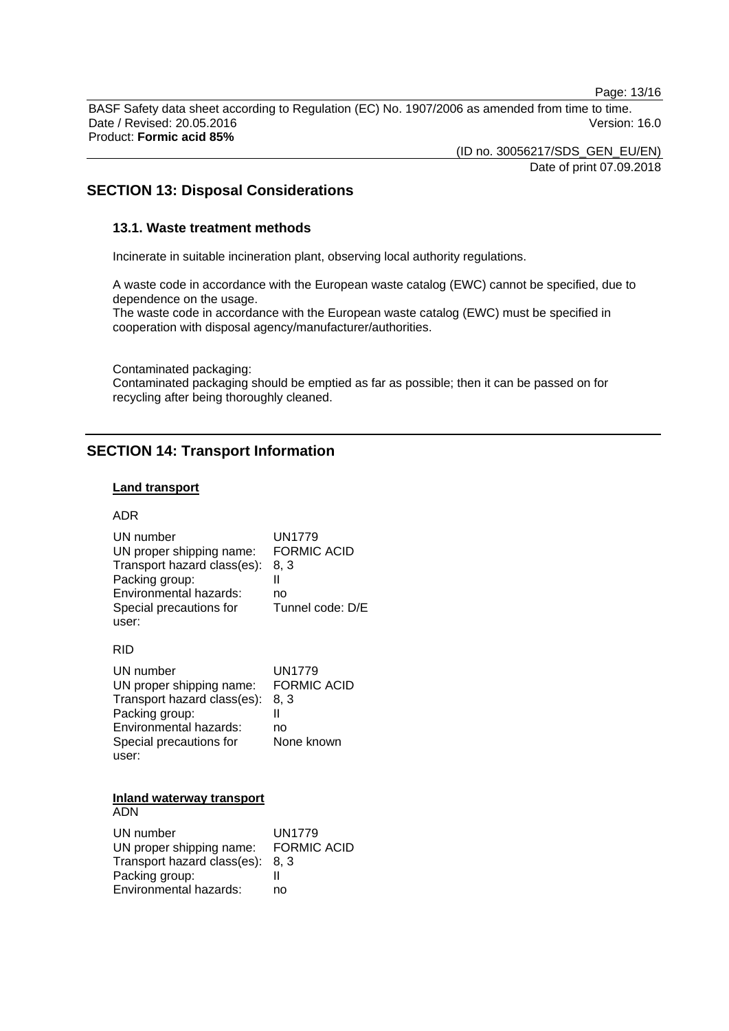## SECTION 13: Disposal Considerations

### 13.1. Waste treatment methods

Incinerate in suitable incineration plant, observing local authority regulations.

A waste code in accordance with the European waste catalog (EWC) cannot be specified, due to dependence on the usage.
The waste code in accordance with the European waste catalog (EWC) must be specified in cooperation with disposal agency/manufacturer/authorities.

Contaminated packaging:
Contaminated packaging should be emptied as far as possible; then it can be passed on for recycling after being thoroughly cleaned.

## SECTION 14: Transport Information

**Land transport**

ADR

| | |
|---|---|
| UN number | UN1779 |
| UN proper shipping name: | FORMIC ACID |
| Transport hazard class(es): | 8, 3 |
| Packing group: | II |
| Environmental hazards: | no |
| Special precautions for user: | Tunnel code: D/E |

RID

| | |
|---|---|
| UN number | UN1779 |
| UN proper shipping name: | FORMIC ACID |
| Transport hazard class(es): | 8, 3 |
| Packing group: | II |
| Environmental hazards: | no |
| Special precautions for user: | None known |

**Inland waterway transport**
ADN

| | |
|---|---|
| UN number | UN1779 |
| UN proper shipping name: | FORMIC ACID |
| Transport hazard class(es): | 8, 3 |
| Packing group: | II |
| Environmental hazards: | no |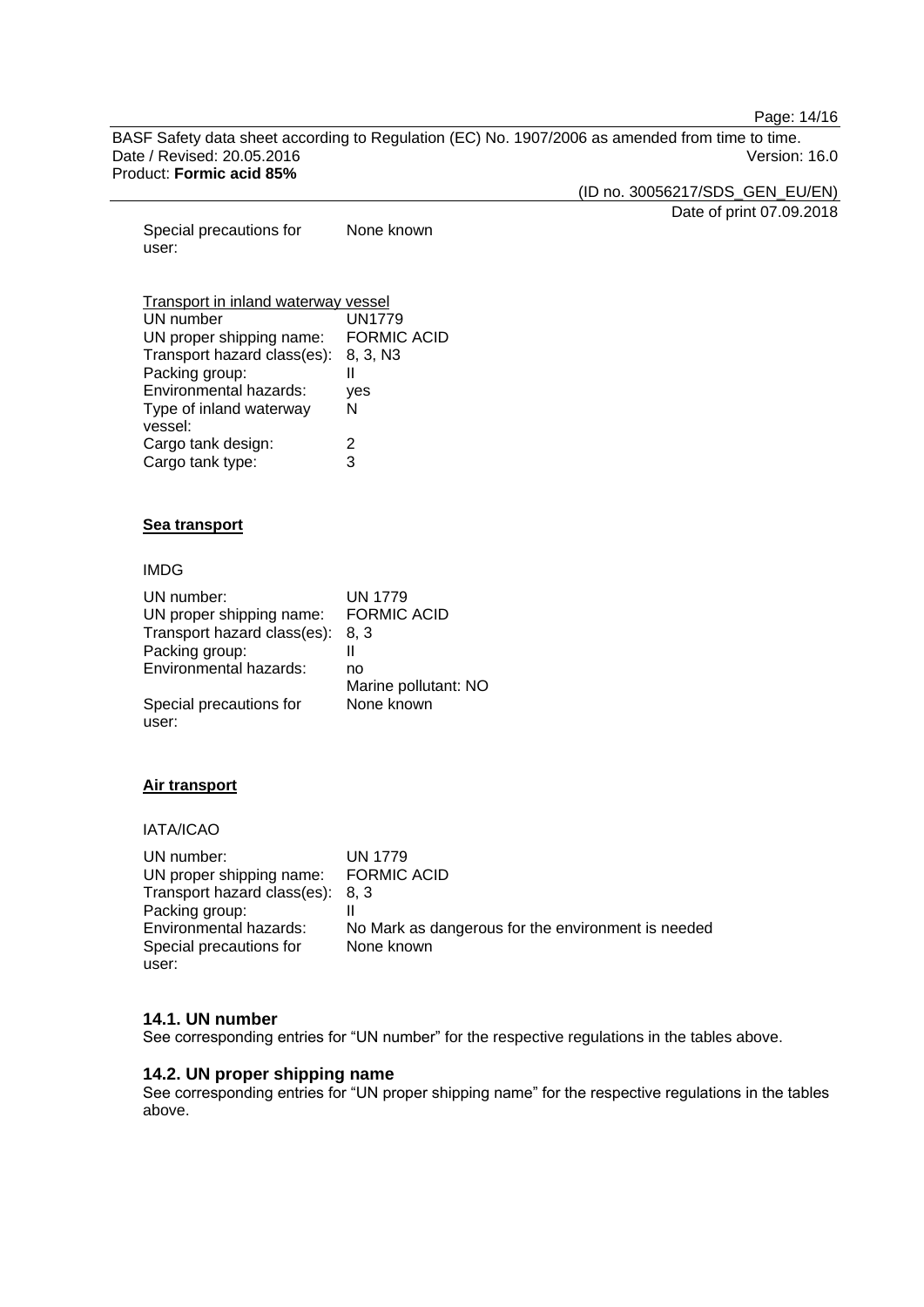| | |
|---|---|
| Special precautions for user: | None known |

Transport in inland waterway vessel

| | |
|---|---|
| UN number | UN1779 |
| UN proper shipping name: | FORMIC ACID |
| Transport hazard class(es): | 8, 3, N3 |
| Packing group: | II |
| Environmental hazards: | yes |
| Type of inland waterway vessel: | N |
| Cargo tank design: | 2 |
| Cargo tank type: | 3 |

**Sea transport**

IMDG

| | |
|---|---|
| UN number: | UN 1779 |
| UN proper shipping name: | FORMIC ACID |
| Transport hazard class(es): | 8, 3 |
| Packing group: | II |
| Environmental hazards: | no<br>Marine pollutant: NO |
| Special precautions for user: | None known |

**Air transport**

IATA/ICAO

| | |
|---|---|
| UN number: | UN 1779 |
| UN proper shipping name: | FORMIC ACID |
| Transport hazard class(es): | 8, 3 |
| Packing group: | II |
| Environmental hazards: | No Mark as dangerous for the environment is needed |
| Special precautions for user: | None known |

### 14.1. UN number

See corresponding entries for “UN number” for the respective regulations in the tables above.

### 14.2. UN proper shipping name

See corresponding entries for “UN proper shipping name” for the respective regulations in the tables above.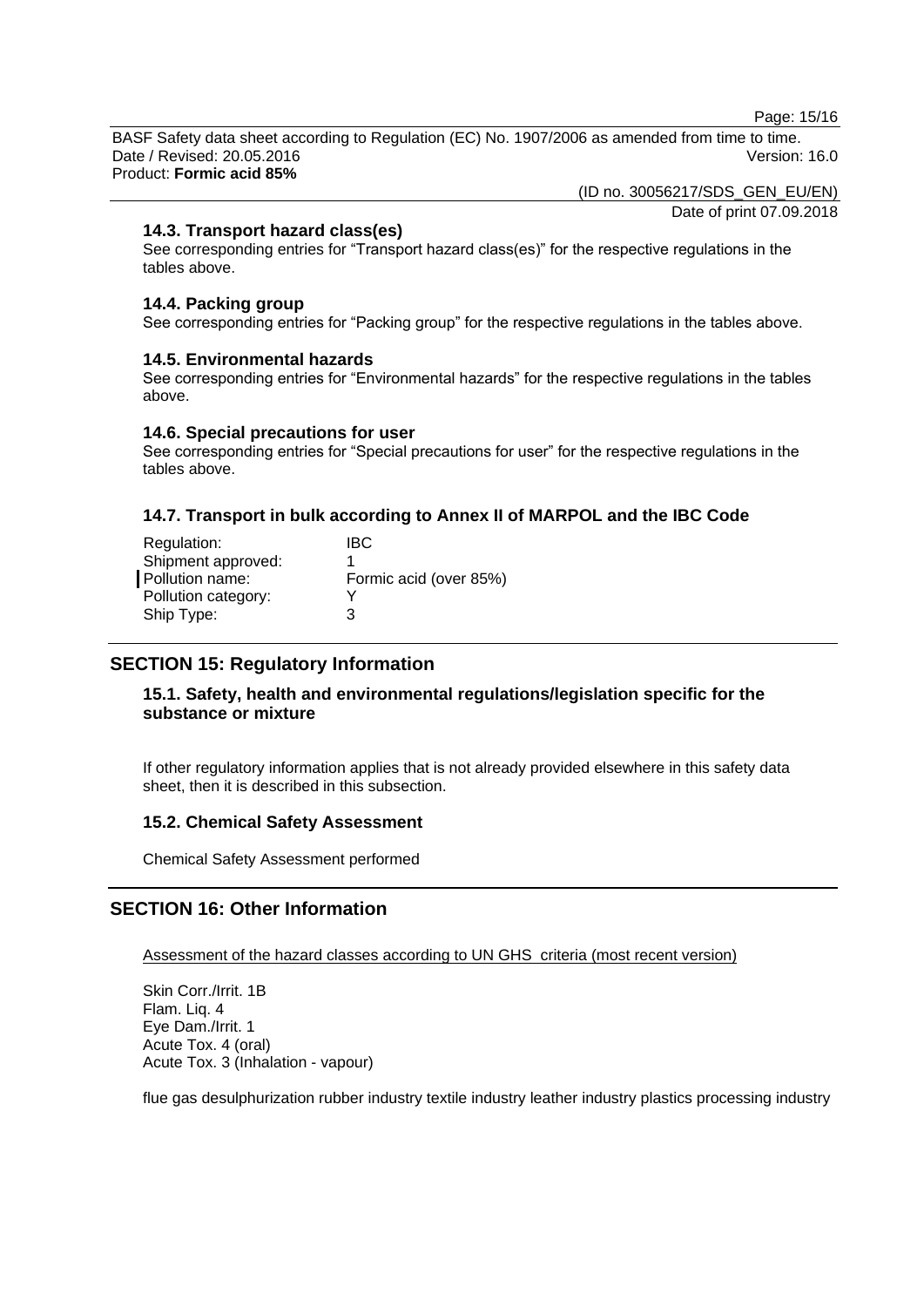### 14.3. Transport hazard class(es)

See corresponding entries for “Transport hazard class(es)” for the respective regulations in the tables above.

### 14.4. Packing group

See corresponding entries for “Packing group” for the respective regulations in the tables above.

### 14.5. Environmental hazards

See corresponding entries for “Environmental hazards” for the respective regulations in the tables above.

### 14.6. Special precautions for user

See corresponding entries for “Special precautions for user” for the respective regulations in the tables above.

### 14.7. Transport in bulk according to Annex II of MARPOL and the IBC Code

| | |
|---|---|
| Regulation: | IBC |
| Shipment approved: | 1 |
| Pollution name: | Formic acid (over 85%) |
| Pollution category: | Y |
| Ship Type: | 3 |

## SECTION 15: Regulatory Information

### 15.1. Safety, health and environmental regulations/legislation specific for the substance or mixture

If other regulatory information applies that is not already provided elsewhere in this safety data sheet, then it is described in this subsection.

### 15.2. Chemical Safety Assessment

Chemical Safety Assessment performed

## SECTION 16: Other Information

Assessment of the hazard classes according to UN GHS criteria (most recent version)

Skin Corr./Irrit. 1B
Flam. Liq. 4
Eye Dam./Irrit. 1
Acute Tox. 4 (oral)
Acute Tox. 3 (Inhalation - vapour)

flue gas desulphurization rubber industry textile industry leather industry plastics processing industry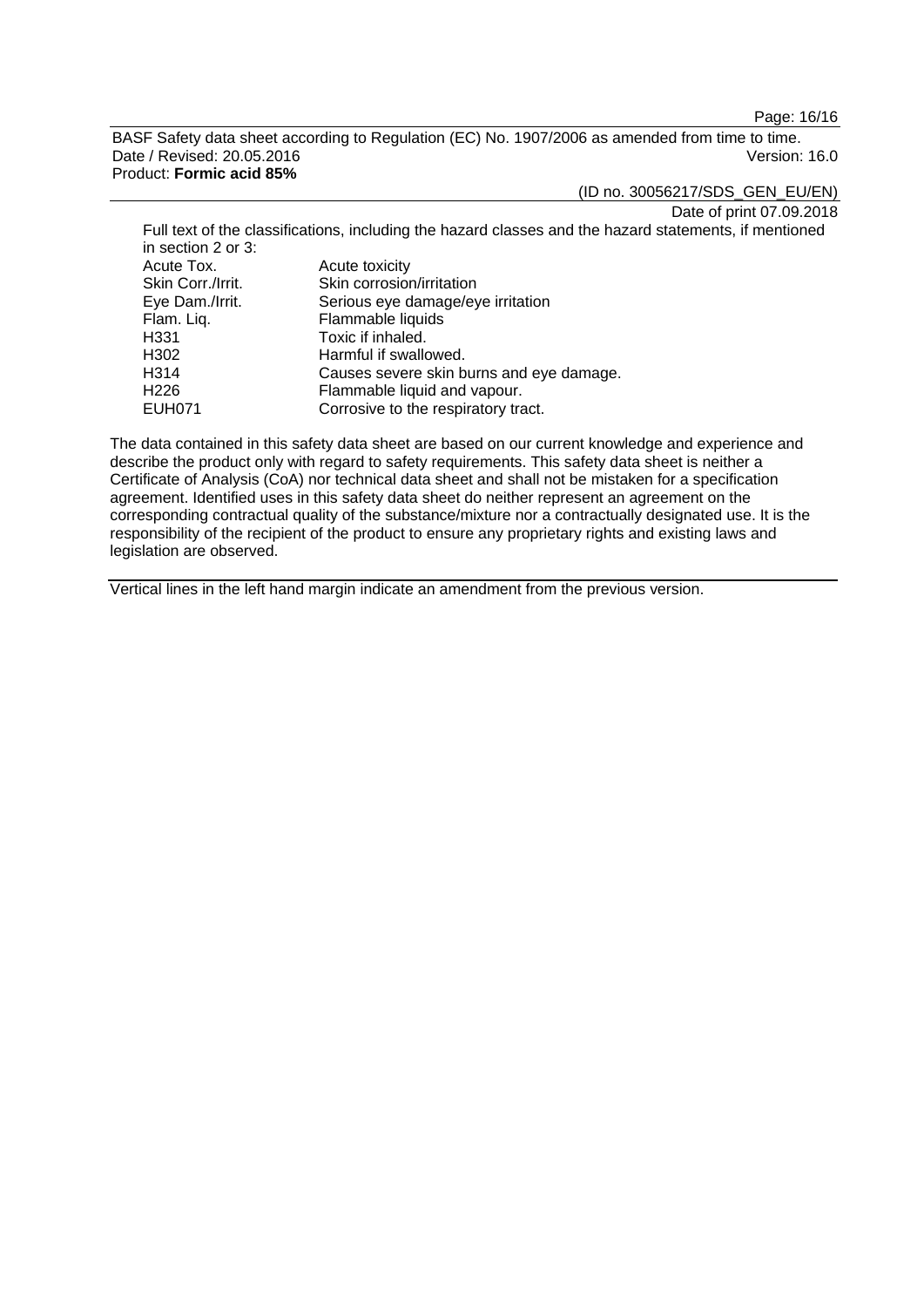Full text of the classifications, including the hazard classes and the hazard statements, if mentioned in section 2 or 3:

| | |
|---|---|
| Acute Tox. | Acute toxicity |
| Skin Corr./Irrit. | Skin corrosion/irritation |
| Eye Dam./Irrit. | Serious eye damage/eye irritation |
| Flam. Liq. | Flammable liquids |
| H331 | Toxic if inhaled. |
| H302 | Harmful if swallowed. |
| H314 | Causes severe skin burns and eye damage. |
| H226 | Flammable liquid and vapour. |
| EUH071 | Corrosive to the respiratory tract. |

The data contained in this safety data sheet are based on our current knowledge and experience and describe the product only with regard to safety requirements. This safety data sheet is neither a Certificate of Analysis (CoA) nor technical data sheet and shall not be mistaken for a specification agreement. Identified uses in this safety data sheet do neither represent an agreement on the corresponding contractual quality of the substance/mixture nor a contractually designated use. It is the responsibility of the recipient of the product to ensure any proprietary rights and existing laws and legislation are observed.

---

Vertical lines in the left hand margin indicate an amendment from the previous version.